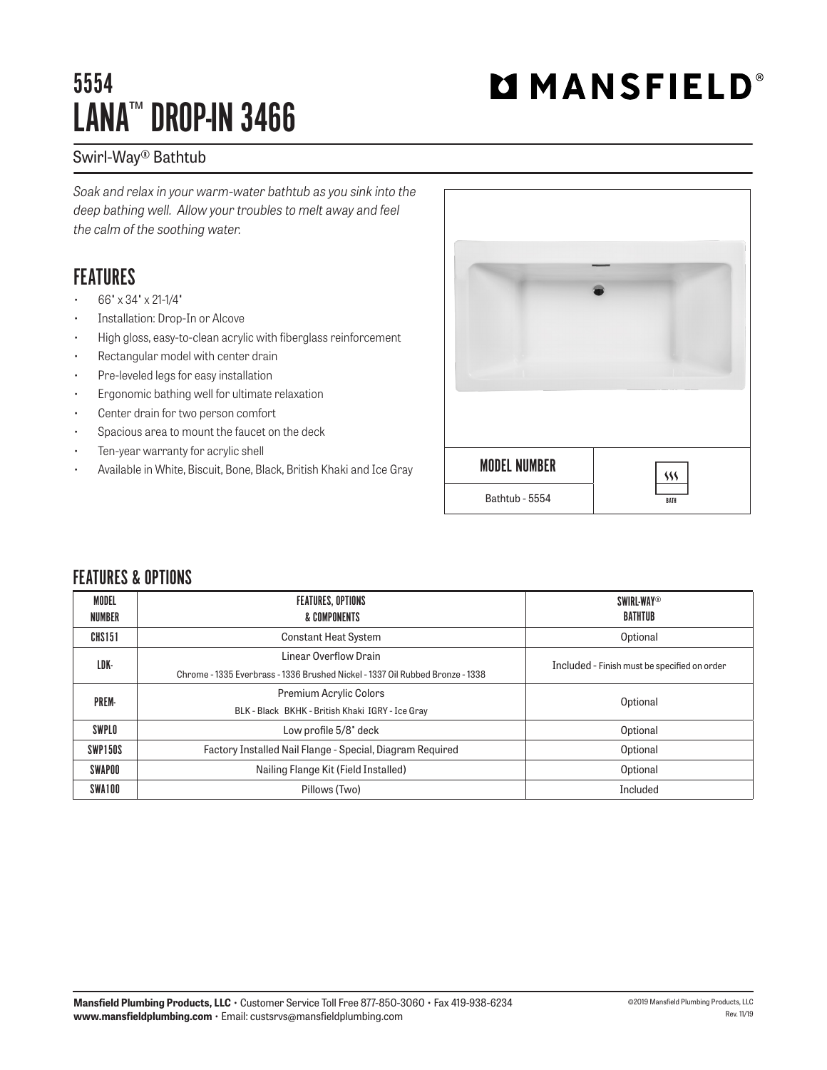# 5554
# LANA™ DROP-IN 3466

Swirl-Way® Bathtub

*Soak and relax in your warm-water bathtub as you sink into the deep bathing well. Allow your troubles to melt away and feel the calm of the soothing water.*

## FEATURES

- 66" x 34" x 21-1/4"
- Installation: Drop-In or Alcove
- High gloss, easy-to-clean acrylic with fiberglass reinforcement
- Rectangular model with center drain
- Pre-leveled legs for easy installation
- Ergonomic bathing well for ultimate relaxation
- Center drain for two person comfort
- Spacious area to mount the faucet on the deck
- Ten-year warranty for acrylic shell
- Available in White, Biscuit, Bone, Black, British Khaki and Ice Gray

| MODEL NUMBER | |
|---|---|
| Bathtub - 5554 | BATH |

## FEATURES & OPTIONS

| MODEL NUMBER | FEATURES, OPTIONS & COMPONENTS | SWIRL-WAY® BATHTUB |
|---|---|---|
| CHS151 | Constant Heat System | Optional |
| LDK- | Linear Overflow Drain<br>Chrome - 1335 Everbrass - 1336 Brushed Nickel - 1337 Oil Rubbed Bronze - 1338 | Included - Finish must be specified on order |
| PREM- | Premium Acrylic Colors<br>BLK - Black BKHK - British Khaki IGRY - Ice Gray | Optional |
| SWPLO | Low profile 5/8" deck | Optional |
| SWP150S | Factory Installed Nail Flange - Special, Diagram Required | Optional |
| SWAP00 | Nailing Flange Kit (Field Installed) | Optional |
| SWA100 | Pillows (Two) | Included |

**Mansfield Plumbing Products, LLC** • Customer Service Toll Free 877-850-3060 • Fax 419-938-6234
**www.mansfieldplumbing.com** • Email: custsrvs@mansfieldplumbing.com

©2019 Mansfield Plumbing Products, LLC
Rev. 11/19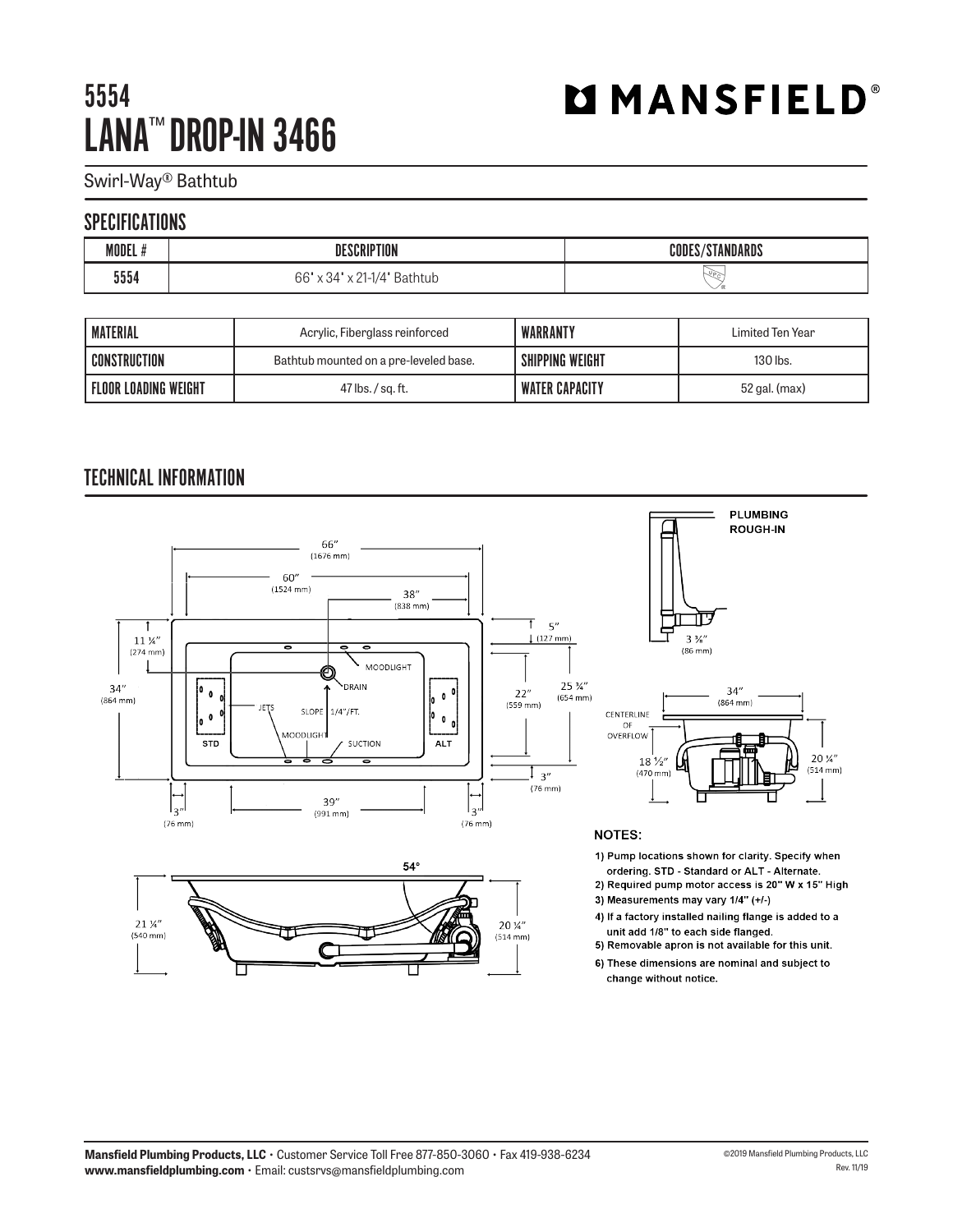# 5554
# LANA™ DROP-IN 3466

**MANSFIELD®**

Swirl-Way® Bathtub

## SPECIFICATIONS

| MODEL # | DESCRIPTION | CODES/STANDARDS |
|---|---|---|
| 5554 | 66" x 34" x 21-1/4" Bathtub | UPC |

| | | | |
|---|---|---|---|
| MATERIAL | Acrylic, Fiberglass reinforced | WARRANTY | Limited Ten Year |
| CONSTRUCTION | Bathtub mounted on a pre-leveled base. | SHIPPING WEIGHT | 130 lbs. |
| FLOOR LOADING WEIGHT | 47 lbs. / sq. ft. | WATER CAPACITY | 52 gal. (max) |

## TECHNICAL INFORMATION

66" (1676 mm)
60" (1524 mm)
38" (838 mm)
5" (127 mm)
11 ¼" (274 mm)
34" (864 mm)
22" (559 mm)
25 ¾" (654 mm)
3" (76 mm)
39" (991 mm)
3" (76 mm)
3" (76 mm)
MOODLIGHT
DRAIN
JETS
SLOPE 1/4"/FT.
MOODLIGHT
SUCTION
STD
ALT

54°
21 ¼" (540 mm)
20 ¼" (514 mm)

PLUMBING ROUGH-IN
3 ⅜" (86 mm)

34" (864 mm)
CENTERLINE OF OVERFLOW
18 ½" (470 mm)
20 ¼" (514 mm)

**NOTES:**

1) Pump locations shown for clarity. Specify when ordering. STD - Standard or ALT - Alternate.
2) Required pump motor access is 20" W x 15" High
3) Measurements may vary 1/4" (+/-)
4) If a factory installed nailing flange is added to a unit add 1/8" to each side flanged.
5) Removable apron is not available for this unit.
6) These dimensions are nominal and subject to change without notice.

**Mansfield Plumbing Products, LLC** • Customer Service Toll Free 877-850-3060 • Fax 419-938-6234
**www.mansfieldplumbing.com** • Email: custsrvs@mansfieldplumbing.com

©2019 Mansfield Plumbing Products, LLC
Rev. 11/19